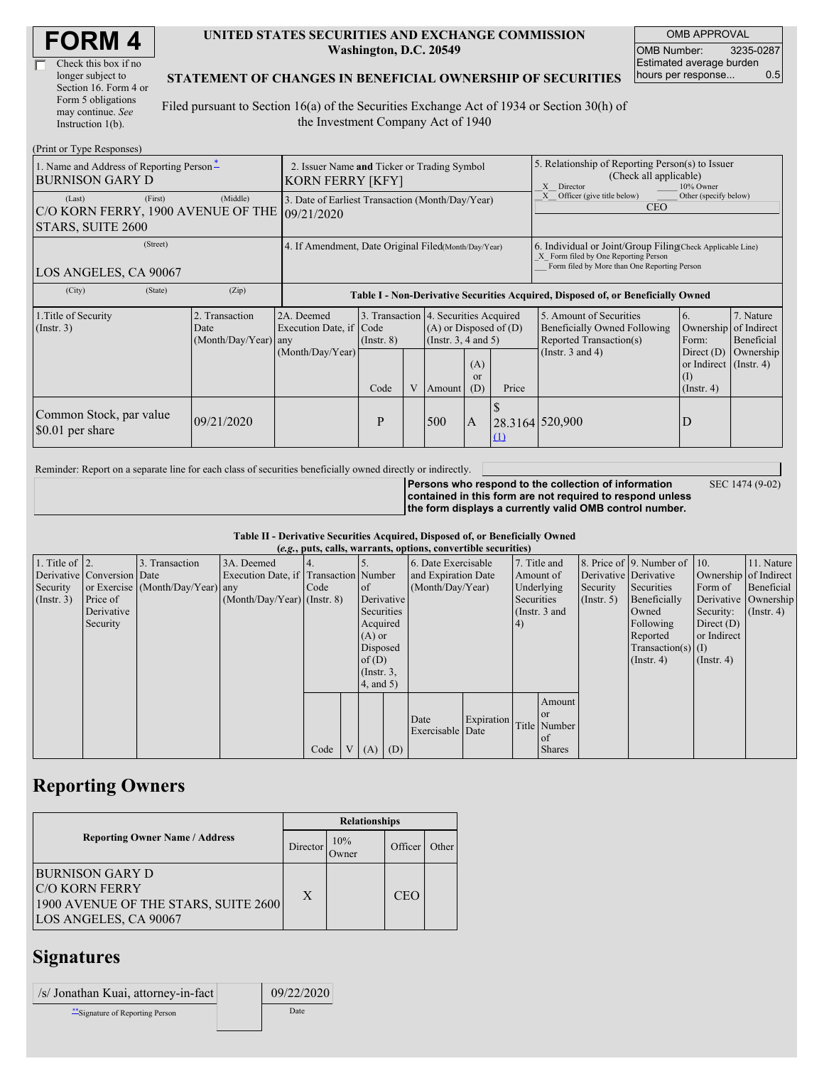# FORM 4

☐ Check this box if no longer subject to Section 16. Form 4 or Form 5 obligations may continue. *See* Instruction 1(b).

**UNITED STATES SECURITIES AND EXCHANGE COMMISSION**
**Washington, D.C. 20549**

**STATEMENT OF CHANGES IN BENEFICIAL OWNERSHIP OF SECURITIES**

Filed pursuant to Section 16(a) of the Securities Exchange Act of 1934 or Section 30(h) of the Investment Company Act of 1940

| OMB APPROVAL | |
|---|---|
| OMB Number: | 3235-0287 |
| Estimated average burden hours per response... | 0.5 |

(Print or Type Responses)

| 1. Name and Address of Reporting Person * | 2. Issuer Name and Ticker or Trading Symbol | 5. Relationship of Reporting Person(s) to Issuer (Check all applicable) |
|---|---|---|
| BURNISON GARY D | KORN FERRY [KFY] | _X_ Director ___ 10% Owner |
| (Last) (First) (Middle) C/O KORN FERRY, 1900 AVENUE OF THE STARS, SUITE 2600 | 3. Date of Earliest Transaction (Month/Day/Year) 09/21/2020 | _X_ Officer (give title below) ___ Other (specify below) CEO |
| (Street) LOS ANGELES, CA 90067 | 4. If Amendment, Date Original Filed(Month/Day/Year) | 6. Individual or Joint/Group Filing(Check Applicable Line) _X_ Form filed by One Reporting Person ___ Form filed by More than One Reporting Person |
| (City) (State) (Zip) | | |

**Table I - Non-Derivative Securities Acquired, Disposed of, or Beneficially Owned**

| 1.Title of Security (Instr. 3) | 2. Transaction Date (Month/Day/Year) | 2A. Deemed Execution Date, if any (Month/Day/Year) | 3. Transaction Code (Instr. 8) | | 4. Securities Acquired (A) or Disposed of (D) (Instr. 3, 4 and 5) | | | 5. Amount of Securities Beneficially Owned Following Reported Transaction(s) (Instr. 3 and 4) | 6. Ownership Form: Direct (D) or Indirect (I) (Instr. 4) | 7. Nature of Indirect Beneficial Ownership (Instr. 4) |
|---|---|---|---|---|---|---|---|---|---|---|
| | | | Code | V | Amount | (A) or (D) | Price | | | |
| Common Stock, par value $0.01 per share | 09/21/2020 | | P | | 500 | A | $ 28.3164 (1) | 520,900 | D | |

Reminder: Report on a separate line for each class of securities beneficially owned directly or indirectly.

**Persons who respond to the collection of information contained in this form are not required to respond unless the form displays a currently valid OMB control number.** SEC 1474 (9-02)

**Table II - Derivative Securities Acquired, Disposed of, or Beneficially Owned**
**(*e.g.*, puts, calls, warrants, options, convertible securities)**

| 1. Title of Derivative Security (Instr. 3) | 2. Conversion or Exercise Price of Derivative Security | 3. Transaction Date (Month/Day/Year) | 3A. Deemed Execution Date, if any (Month/Day/Year) | 4. Transaction Code (Instr. 8) | | 5. Number of Derivative Securities Acquired (A) or Disposed of (D) (Instr. 3, 4, and 5) | | 6. Date Exercisable and Expiration Date (Month/Day/Year) | | 7. Title and Amount of Underlying Securities (Instr. 3 and 4) | | 8. Price of Derivative Security (Instr. 5) | 9. Number of Derivative Securities Beneficially Owned Following Reported Transaction(s) (Instr. 4) | 10. Ownership Form of Derivative Security: Direct (D) or Indirect (I) (Instr. 4) | 11. Nature of Indirect Beneficial Ownership (Instr. 4) |
|---|---|---|---|---|---|---|---|---|---|---|---|---|---|---|---|
| | | | | Code | V | (A) | (D) | Date Exercisable | Expiration Date | Title | Amount or Number of Shares | | | | |

## Reporting Owners

| Reporting Owner Name / Address | Relationships | | | |
|---|---|---|---|---|
| | Director | 10% Owner | Officer | Other |
| BURNISON GARY D C/O KORN FERRY 1900 AVENUE OF THE STARS, SUITE 2600 LOS ANGELES, CA 90067 | X | | CEO | |

## Signatures

| /s/ Jonathan Kuai, attorney-in-fact | 09/22/2020 |
|---|---|
| **Signature of Reporting Person | Date |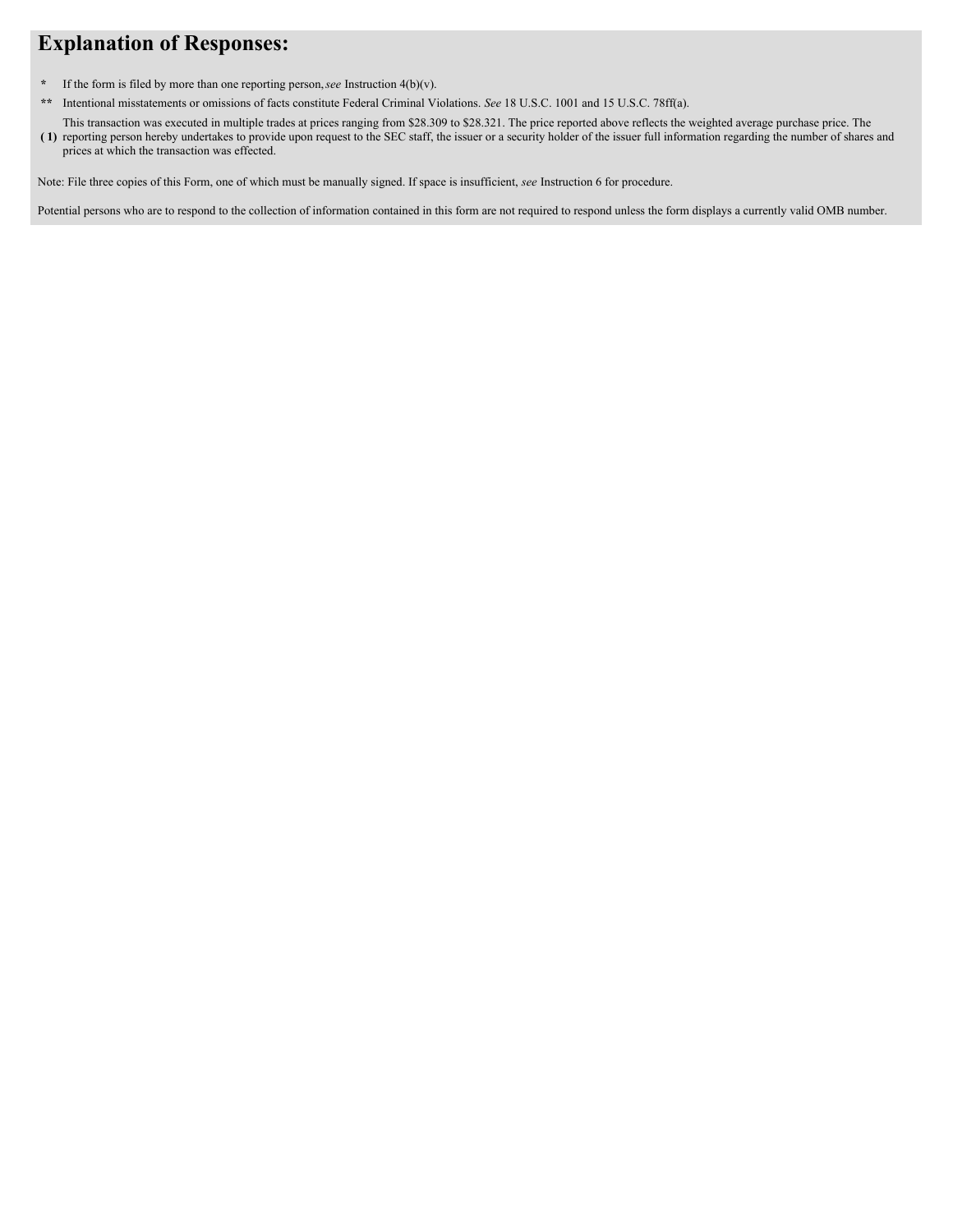# Explanation of Responses:

- \* If the form is filed by more than one reporting person, *see* Instruction 4(b)(v).
- \*\* Intentional misstatements or omissions of facts constitute Federal Criminal Violations. *See* 18 U.S.C. 1001 and 15 U.S.C. 78ff(a).
- **( 1)** This transaction was executed in multiple trades at prices ranging from $28.309 to $28.321. The price reported above reflects the weighted average purchase price. The reporting person hereby undertakes to provide upon request to the SEC staff, the issuer or a security holder of the issuer full information regarding the number of shares and prices at which the transaction was effected.

Note: File three copies of this Form, one of which must be manually signed. If space is insufficient, *see* Instruction 6 for procedure.

Potential persons who are to respond to the collection of information contained in this form are not required to respond unless the form displays a currently valid OMB number.